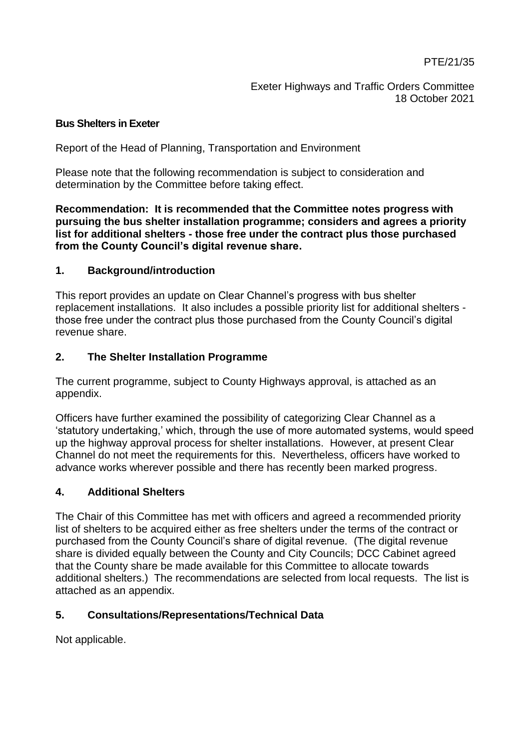PTE/21/35

Exeter Highways and Traffic Orders Committee
18 October 2021

**Bus Shelters in Exeter**

Report of the Head of Planning, Transportation and Environment

Please note that the following recommendation is subject to consideration and determination by the Committee before taking effect.

**Recommendation: It is recommended that the Committee notes progress with pursuing the bus shelter installation programme; considers and agrees a priority list for additional shelters - those free under the contract plus those purchased from the County Council's digital revenue share.**

## 1. Background/introduction

This report provides an update on Clear Channel's progress with bus shelter replacement installations. It also includes a possible priority list for additional shelters - those free under the contract plus those purchased from the County Council's digital revenue share.

## 2. The Shelter Installation Programme

The current programme, subject to County Highways approval, is attached as an appendix.

Officers have further examined the possibility of categorizing Clear Channel as a 'statutory undertaking,' which, through the use of more automated systems, would speed up the highway approval process for shelter installations. However, at present Clear Channel do not meet the requirements for this. Nevertheless, officers have worked to advance works wherever possible and there has recently been marked progress.

## 4. Additional Shelters

The Chair of this Committee has met with officers and agreed a recommended priority list of shelters to be acquired either as free shelters under the terms of the contract or purchased from the County Council's share of digital revenue. (The digital revenue share is divided equally between the County and City Councils; DCC Cabinet agreed that the County share be made available for this Committee to allocate towards additional shelters.) The recommendations are selected from local requests. The list is attached as an appendix.

## 5. Consultations/Representations/Technical Data

Not applicable.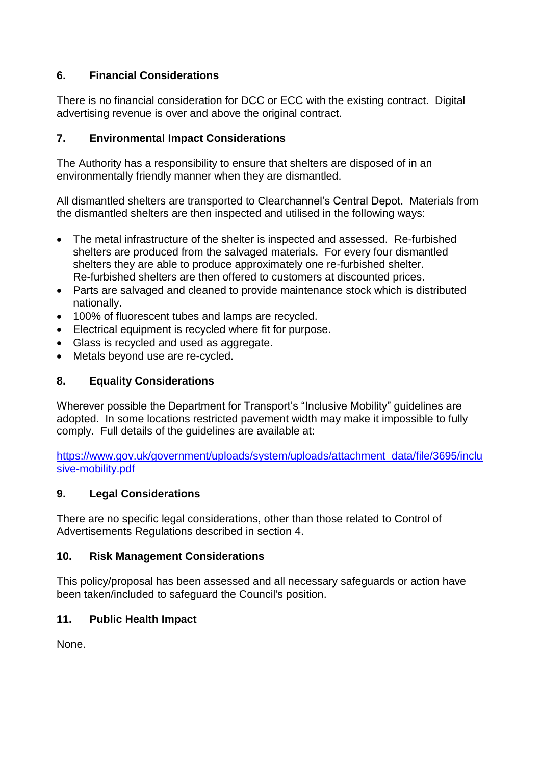## 6. Financial Considerations

There is no financial consideration for DCC or ECC with the existing contract. Digital advertising revenue is over and above the original contract.

## 7. Environmental Impact Considerations

The Authority has a responsibility to ensure that shelters are disposed of in an environmentally friendly manner when they are dismantled.

All dismantled shelters are transported to Clearchannel's Central Depot. Materials from the dismantled shelters are then inspected and utilised in the following ways:

- The metal infrastructure of the shelter is inspected and assessed. Re-furbished shelters are produced from the salvaged materials. For every four dismantled shelters they are able to produce approximately one re-furbished shelter. Re-furbished shelters are then offered to customers at discounted prices.
- Parts are salvaged and cleaned to provide maintenance stock which is distributed nationally.
- 100% of fluorescent tubes and lamps are recycled.
- Electrical equipment is recycled where fit for purpose.
- Glass is recycled and used as aggregate.
- Metals beyond use are re-cycled.

## 8. Equality Considerations

Wherever possible the Department for Transport's "Inclusive Mobility" guidelines are adopted. In some locations restricted pavement width may make it impossible to fully comply. Full details of the guidelines are available at:

https://www.gov.uk/government/uploads/system/uploads/attachment_data/file/3695/inclusive-mobility.pdf

## 9. Legal Considerations

There are no specific legal considerations, other than those related to Control of Advertisements Regulations described in section 4.

## 10. Risk Management Considerations

This policy/proposal has been assessed and all necessary safeguards or action have been taken/included to safeguard the Council's position.

## 11. Public Health Impact

None.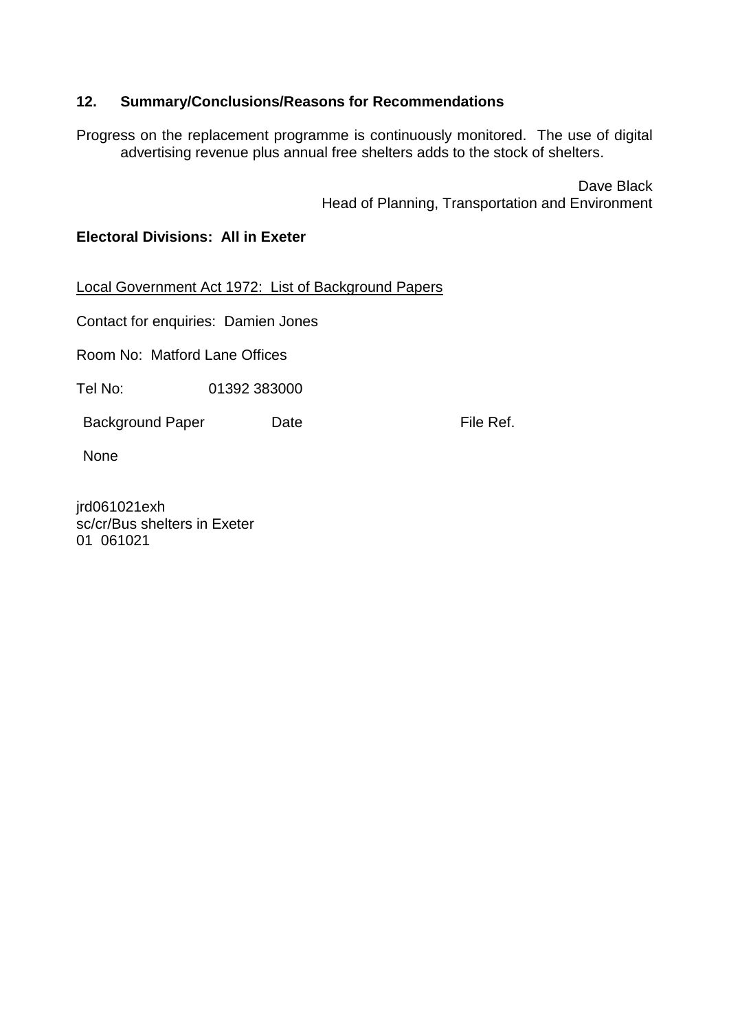### 12. Summary/Conclusions/Reasons for Recommendations

Progress on the replacement programme is continuously monitored. The use of digital advertising revenue plus annual free shelters adds to the stock of shelters.

Dave Black
Head of Planning, Transportation and Environment

**Electoral Divisions: All in Exeter**

Local Government Act 1972: List of Background Papers

Contact for enquiries: Damien Jones

Room No: Matford Lane Offices

Tel No: 01392 383000

| Background Paper | Date | File Ref. |
|---|---|---|
| None | | |

jrd061021exh
sc/cr/Bus shelters in Exeter
01 061021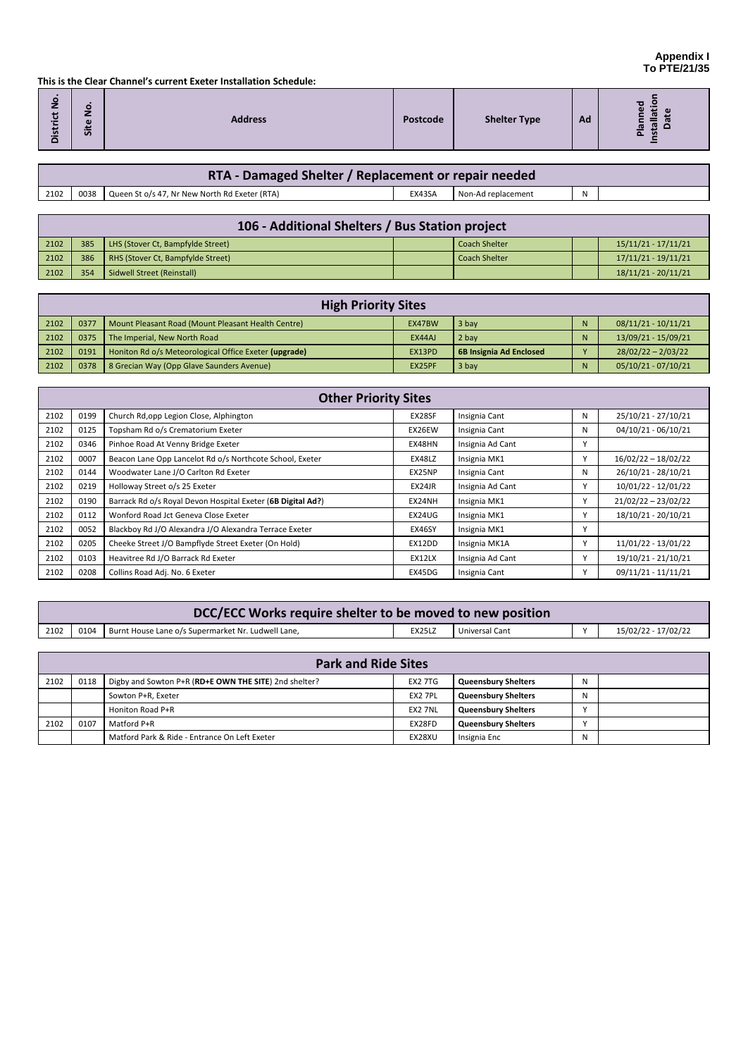**Appendix I**
**To PTE/21/35**

**This is the Clear Channel's current Exeter Installation Schedule:**

| District No. | Site No. | Address | Postcode | Shelter Type | Ad | Planned Installation Date |
|---|---|---|---|---|---|---|
| **RTA - Damaged Shelter / Replacement or repair needed** | | | | | | |
| 2102 | 0038 | Queen St o/s 47, Nr New North Rd Exeter (RTA) | EX43SA | Non-Ad replacement | N | |
| **106 - Additional Shelters / Bus Station project** | | | | | | |
| 2102 | 385 | LHS (Stover Ct, Bampfylde Street) | | Coach Shelter | | 15/11/21 - 17/11/21 |
| 2102 | 386 | RHS (Stover Ct, Bampfylde Street) | | Coach Shelter | | 17/11/21 - 19/11/21 |
| 2102 | 354 | Sidwell Street (Reinstall) | | | | 18/11/21 - 20/11/21 |
| **High Priority Sites** | | | | | | |
| 2102 | 0377 | Mount Pleasant Road (Mount Pleasant Health Centre) | EX47BW | 3 bay | N | 08/11/21 - 10/11/21 |
| 2102 | 0375 | The Imperial, New North Road | EX44AJ | 2 bay | N | 13/09/21 - 15/09/21 |
| 2102 | 0191 | Honiton Rd o/s Meteorological Office Exeter **(upgrade)** | EX13PD | **6B Insignia Ad Enclosed** | Y | 28/02/22 – 2/03/22 |
| 2102 | 0378 | 8 Grecian Way (Opp Glave Saunders Avenue) | EX25PF | 3 bay | N | 05/10/21 - 07/10/21 |
| **Other Priority Sites** | | | | | | |
| 2102 | 0199 | Church Rd,opp Legion Close, Alphington | EX28SF | Insignia Cant | N | 25/10/21 - 27/10/21 |
| 2102 | 0125 | Topsham Rd o/s Crematorium Exeter | EX26EW | Insignia Cant | N | 04/10/21 - 06/10/21 |
| 2102 | 0346 | Pinhoe Road At Venny Bridge Exeter | EX48HN | Insignia Ad Cant | Y | |
| 2102 | 0007 | Beacon Lane Opp Lancelot Rd o/s Northcote School, Exeter | EX48LZ | Insignia MK1 | Y | 16/02/22 – 18/02/22 |
| 2102 | 0144 | Woodwater Lane J/O Carlton Rd Exeter | EX25NP | Insignia Cant | N | 26/10/21 - 28/10/21 |
| 2102 | 0219 | Holloway Street o/s 25 Exeter | EX24JR | Insignia Ad Cant | Y | 10/01/22 - 12/01/22 |
| 2102 | 0190 | Barrack Rd o/s Royal Devon Hospital Exeter (**6B Digital Ad?**) | EX24NH | Insignia MK1 | Y | 21/02/22 – 23/02/22 |
| 2102 | 0112 | Wonford Road Jct Geneva Close Exeter | EX24UG | Insignia MK1 | Y | 18/10/21 - 20/10/21 |
| 2102 | 0052 | Blackboy Rd J/O Alexandra J/O Alexandra Terrace Exeter | EX46SY | Insignia MK1 | Y | |
| 2102 | 0205 | Cheeke Street J/O Bampflyde Street Exeter (On Hold) | EX12DD | Insignia MK1A | Y | 11/01/22 - 13/01/22 |
| 2102 | 0103 | Heavitree Rd J/O Barrack Rd Exeter | EX12LX | Insignia Ad Cant | Y | 19/10/21 - 21/10/21 |
| 2102 | 0208 | Collins Road Adj. No. 6 Exeter | EX45DG | Insignia Cant | Y | 09/11/21 - 11/11/21 |
| **DCC/ECC Works require shelter to be moved to new position** | | | | | | |
| 2102 | 0104 | Burnt House Lane o/s Supermarket Nr. Ludwell Lane, | EX25LZ | Universal Cant | Y | 15/02/22 - 17/02/22 |
| **Park and Ride Sites** | | | | | | |
| 2102 | 0118 | Digby and Sowton P+R (**RD+E OWN THE SITE**) 2nd shelter? | EX2 7TG | **Queensbury Shelters** | N | |
| | | Sowton P+R, Exeter | EX2 7PL | **Queensbury Shelters** | N | |
| | | Honiton Road P+R | EX2 7NL | **Queensbury Shelters** | Y | |
| 2102 | 0107 | Matford P+R | EX28FD | **Queensbury Shelters** | Y | |
| | | Matford Park & Ride - Entrance On Left Exeter | EX28XU | Insignia Enc | N | |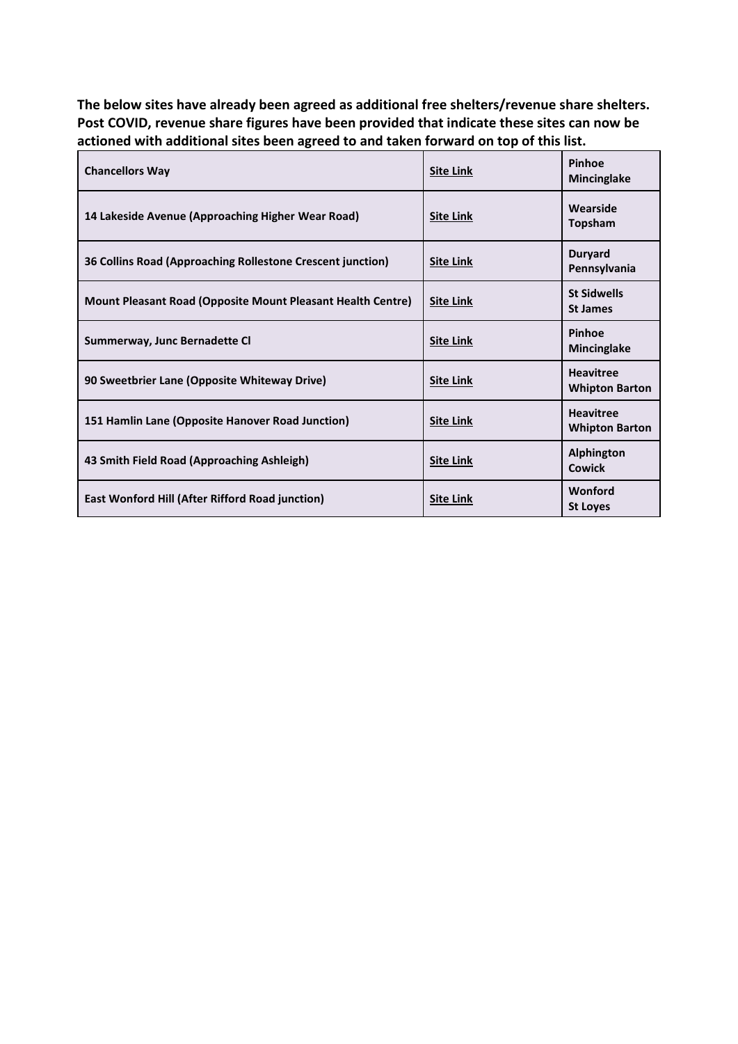**The below sites have already been agreed as additional free shelters/revenue share shelters. Post COVID, revenue share figures have been provided that indicate these sites can now be actioned with additional sites been agreed to and taken forward on top of this list.**

| | | |
|---|---|---|
| **Chancellors Way** | **Site Link** | **Pinhoe Mincinglake** |
| **14 Lakeside Avenue (Approaching Higher Wear Road)** | **Site Link** | **Wearside Topsham** |
| **36 Collins Road (Approaching Rollestone Crescent junction)** | **Site Link** | **Duryard Pennsylvania** |
| **Mount Pleasant Road (Opposite Mount Pleasant Health Centre)** | **Site Link** | **St Sidwells St James** |
| **Summerway, Junc Bernadette Cl** | **Site Link** | **Pinhoe Mincinglake** |
| **90 Sweetbrier Lane (Opposite Whiteway Drive)** | **Site Link** | **Heavitree Whipton Barton** |
| **151 Hamlin Lane (Opposite Hanover Road Junction)** | **Site Link** | **Heavitree Whipton Barton** |
| **43 Smith Field Road (Approaching Ashleigh)** | **Site Link** | **Alphington Cowick** |
| **East Wonford Hill (After Rifford Road junction)** | **Site Link** | **Wonford St Loyes** |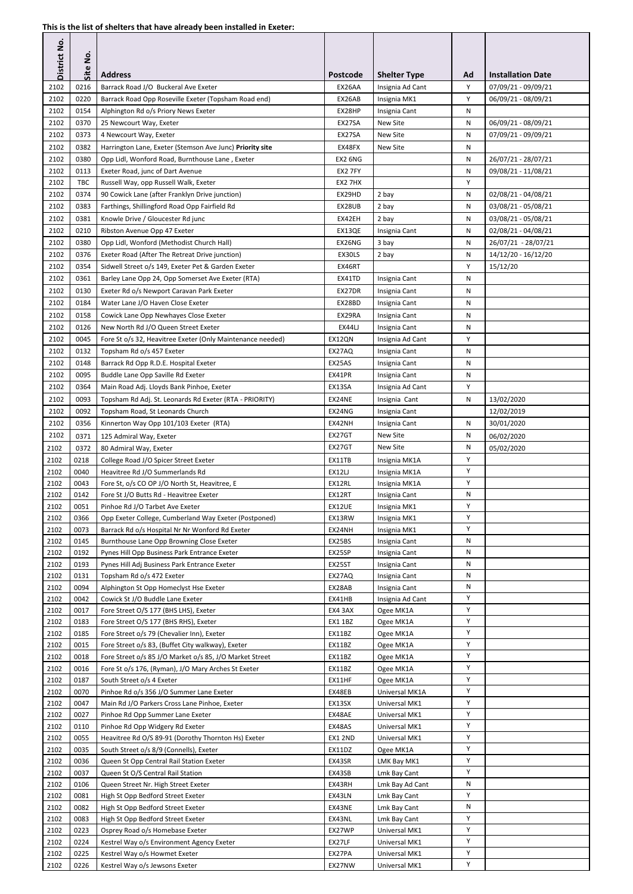**This is the list of shelters that have already been installed in Exeter:**

| District No. | Site No. | Address | Postcode | Shelter Type | Ad | Installation Date |
|---|---|---|---|---|---|---|
| 2102 | 0216 | Barrack Road J/O Buckeral Ave Exeter | EX26AA | Insignia Ad Cant | Y | 07/09/21 - 09/09/21 |
| 2102 | 0220 | Barrack Road Opp Roseville Exeter (Topsham Road end) | EX26AB | Insignia MK1 | Y | 06/09/21 - 08/09/21 |
| 2102 | 0154 | Alphington Rd o/s Priory News Exeter | EX28HP | Insignia Cant | N | |
| 2102 | 0370 | 25 Newcourt Way, Exeter | EX27SA | New Site | N | 06/09/21 - 08/09/21 |
| 2102 | 0373 | 4 Newcourt Way, Exeter | EX27SA | New Site | N | 07/09/21 - 09/09/21 |
| 2102 | 0382 | Harrington Lane, Exeter (Stemson Ave Junc) **Priority site** | EX48FX | New Site | N | |
| 2102 | 0380 | Opp Lidl, Wonford Road, Burnthouse Lane , Exeter | EX2 6NG | | N | 26/07/21 - 28/07/21 |
| 2102 | 0113 | Exeter Road, junc of Dart Avenue | EX2 7FY | | N | 09/08/21 - 11/08/21 |
| 2102 | TBC | Russell Way, opp Russell Walk, Exeter | EX2 7HX | | Y | |
| 2102 | 0374 | 90 Cowick Lane (after Franklyn Drive junction) | EX29HD | 2 bay | N | 02/08/21 - 04/08/21 |
| 2102 | 0383 | Farthings, Shillingford Road Opp Fairfield Rd | EX28UB | 2 bay | N | 03/08/21 - 05/08/21 |
| 2102 | 0381 | Knowle Drive / Gloucester Rd junc | EX42EH | 2 bay | N | 03/08/21 - 05/08/21 |
| 2102 | 0210 | Ribston Avenue Opp 47 Exeter | EX13QE | Insignia Cant | N | 02/08/21 - 04/08/21 |
| 2102 | 0380 | Opp Lidl, Wonford (Methodist Church Hall) | EX26NG | 3 bay | N | 26/07/21 - 28/07/21 |
| 2102 | 0376 | Exeter Road (After The Retreat Drive junction) | EX30LS | 2 bay | N | 14/12/20 - 16/12/20 |
| 2102 | 0354 | Sidwell Street o/s 149, Exeter Pet & Garden Exeter | EX46RT | | Y | 15/12/20 |
| 2102 | 0361 | Barley Lane Opp 24, Opp Somerset Ave Exeter (RTA) | EX41TD | Insignia Cant | N | |
| 2102 | 0130 | Exeter Rd o/s Newport Caravan Park Exeter | EX27DR | Insignia Cant | N | |
| 2102 | 0184 | Water Lane J/O Haven Close Exeter | EX28BD | Insignia Cant | N | |
| 2102 | 0158 | Cowick Lane Opp Newhayes Close Exeter | EX29RA | Insignia Cant | N | |
| 2102 | 0126 | New North Rd J/O Queen Street Exeter | EX44LJ | Insignia Cant | N | |
| 2102 | 0045 | Fore St o/s 32, Heavitree Exeter (Only Maintenance needed) | EX12QN | Insignia Ad Cant | Y | |
| 2102 | 0132 | Topsham Rd o/s 457 Exeter | EX27AQ | Insignia Cant | N | |
| 2102 | 0148 | Barrack Rd Opp R.D.E. Hospital Exeter | EX25AS | Insignia Cant | N | |
| 2102 | 0095 | Buddle Lane Opp Saville Rd Exeter | EX41PR | Insignia Cant | N | |
| 2102 | 0364 | Main Road Adj. Lloyds Bank Pinhoe, Exeter | EX13SA | Insignia Ad Cant | Y | |
| 2102 | 0093 | Topsham Rd Adj. St. Leonards Rd Exeter (RTA - PRIORITY) | EX24NE | Insignia Cant | N | 13/02/2020 |
| 2102 | 0092 | Topsham Road, St Leonards Church | EX24NG | Insignia Cant | | 12/02/2019 |
| 2102 | 0356 | Kinnerton Way Opp 101/103 Exeter (RTA) | EX42NH | Insignia Cant | N | 30/01/2020 |
| 2102 | 0371 | 125 Admiral Way, Exeter | EX27GT | New Site | N | 06/02/2020 |
| 2102 | 0372 | 80 Admiral Way, Exeter | EX27GT | New Site | N | 05/02/2020 |
| 2102 | 0218 | College Road J/O Spicer Street Exeter | EX11TB | Insignia MK1A | Y | |
| 2102 | 0040 | Heavitree Rd J/O Summerlands Rd | EX12LJ | Insignia MK1A | Y | |
| 2102 | 0043 | Fore St, o/s CO OP J/O North St, Heavitree, E | EX12RL | Insignia MK1A | Y | |
| 2102 | 0142 | Fore St J/O Butts Rd - Heavitree Exeter | EX12RT | Insignia Cant | N | |
| 2102 | 0051 | Pinhoe Rd J/O Tarbet Ave Exeter | EX12UE | Insignia MK1 | Y | |
| 2102 | 0366 | Opp Exeter College, Cumberland Way Exeter (Postponed) | EX13RW | Insignia MK1 | Y | |
| 2102 | 0073 | Barrack Rd o/s Hospital Nr Nr Wonford Rd Exeter | EX24NH | Insignia MK1 | Y | |
| 2102 | 0145 | Burnthouse Lane Opp Browning Close Exeter | EX25BS | Insignia Cant | N | |
| 2102 | 0192 | Pynes Hill Opp Business Park Entrance Exeter | EX25SP | Insignia Cant | N | |
| 2102 | 0193 | Pynes Hill Adj Business Park Entrance Exeter | EX25ST | Insignia Cant | N | |
| 2102 | 0131 | Topsham Rd o/s 472 Exeter | EX27AQ | Insignia Cant | N | |
| 2102 | 0094 | Alphington St Opp Homeclyst Hse Exeter | EX28AB | Insignia Cant | N | |
| 2102 | 0042 | Cowick St J/O Buddle Lane Exeter | EX41HB | Insignia Ad Cant | Y | |
| 2102 | 0017 | Fore Street O/S 177 (BHS LHS), Exeter | EX4 3AX | Ogee MK1A | Y | |
| 2102 | 0183 | Fore Street O/S 177 (BHS RHS), Exeter | EX1 1BZ | Ogee MK1A | Y | |
| 2102 | 0185 | Fore Street o/s 79 (Chevalier Inn), Exeter | EX11BZ | Ogee MK1A | Y | |
| 2102 | 0015 | Fore Street o/s 83, (Buffet City walkway), Exeter | EX11BZ | Ogee MK1A | Y | |
| 2102 | 0018 | Fore Street o/s 85 J/O Market o/s 85, J/O Market Street | EX11BZ | Ogee MK1A | Y | |
| 2102 | 0016 | Fore St o/s 176, (Ryman), J/O Mary Arches St Exeter | EX11BZ | Ogee MK1A | Y | |
| 2102 | 0187 | South Street o/s 4 Exeter | EX11HF | Ogee MK1A | Y | |
| 2102 | 0070 | Pinhoe Rd o/s 356 J/O Summer Lane Exeter | EX48EB | Universal MK1A | Y | |
| 2102 | 0047 | Main Rd J/O Parkers Cross Lane Pinhoe, Exeter | EX13SX | Universal MK1 | Y | |
| 2102 | 0027 | Pinhoe Rd Opp Summer Lane Exeter | EX48AE | Universal MK1 | Y | |
| 2102 | 0110 | Pinhoe Rd Opp Widgery Rd Exeter | EX48AS | Universal MK1 | Y | |
| 2102 | 0055 | Heavitree Rd O/S 89-91 (Dorothy Thornton Hs) Exeter | EX1 2ND | Universal MK1 | Y | |
| 2102 | 0035 | South Street o/s 8/9 (Connells), Exeter | EX11DZ | Ogee MK1A | Y | |
| 2102 | 0036 | Queen St Opp Central Rail Station Exeter | EX43SR | LMK Bay MK1 | Y | |
| 2102 | 0037 | Queen St O/S Central Rail Station | EX43SB | Lmk Bay Cant | Y | |
| 2102 | 0106 | Queen Street Nr. High Street Exeter | EX43RH | Lmk Bay Ad Cant | N | |
| 2102 | 0081 | High St Opp Bedford Street Exeter | EX43LN | Lmk Bay Cant | Y | |
| 2102 | 0082 | High St Opp Bedford Street Exeter | EX43NE | Lmk Bay Cant | N | |
| 2102 | 0083 | High St Opp Bedford Street Exeter | EX43NL | Lmk Bay Cant | Y | |
| 2102 | 0223 | Osprey Road o/s Homebase Exeter | EX27WP | Universal MK1 | Y | |
| 2102 | 0224 | Kestrel Way o/s Environment Agency Exeter | EX27LF | Universal MK1 | Y | |
| 2102 | 0225 | Kestrel Way o/s Howmet Exeter | EX27PA | Universal MK1 | Y | |
| 2102 | 0226 | Kestrel Way o/s Jewsons Exeter | EX27NW | Universal MK1 | Y | |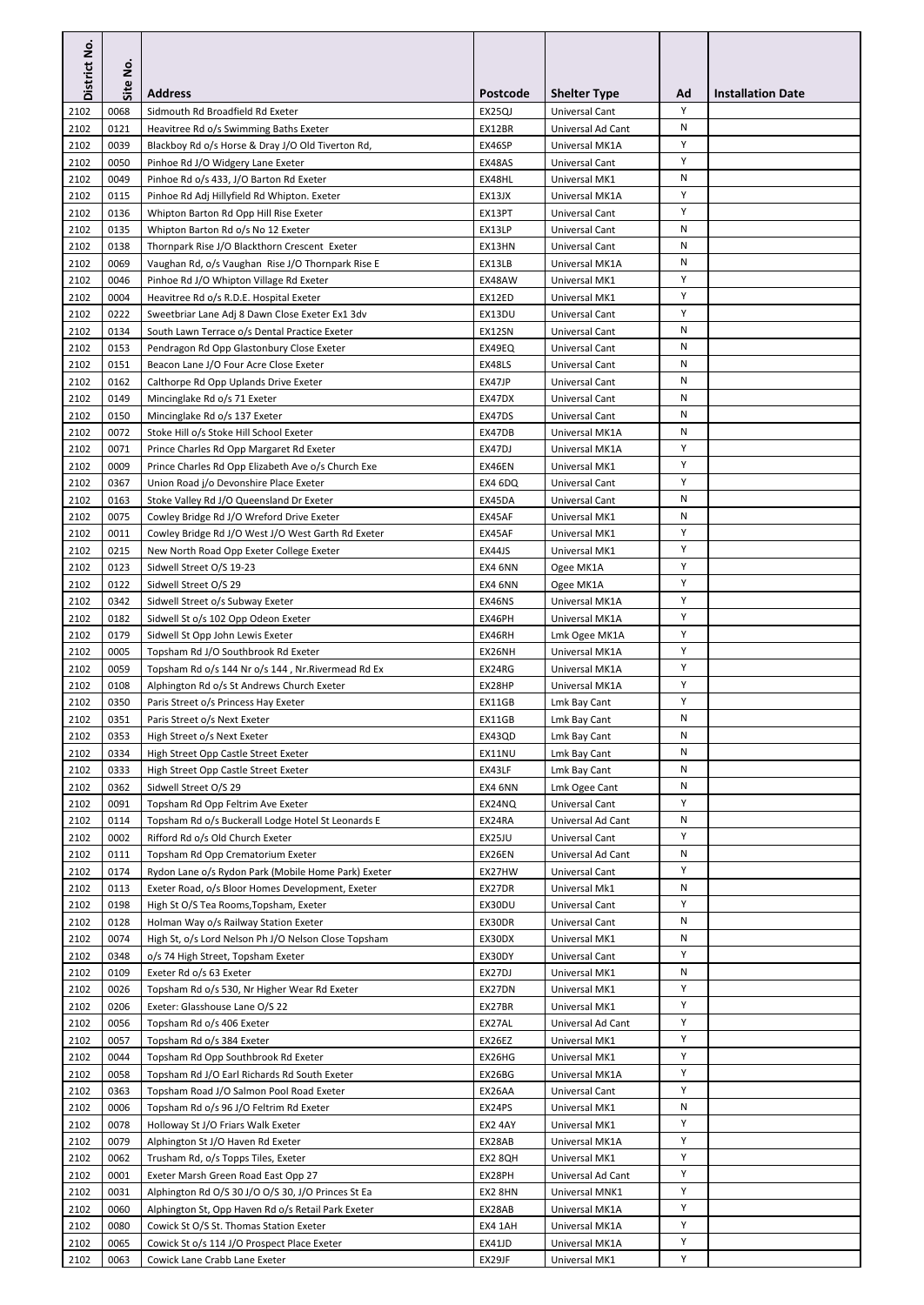| District No. | Site No. | Address | Postcode | Shelter Type | Ad | Installation Date |
|---|---|---|---|---|---|---|
| 2102 | 0068 | Sidmouth Rd Broadfield Rd Exeter | EX25QJ | Universal Cant | Y | |
| 2102 | 0121 | Heavitree Rd o/s Swimming Baths Exeter | EX12BR | Universal Ad Cant | N | |
| 2102 | 0039 | Blackboy Rd o/s Horse & Dray J/O Old Tiverton Rd, | EX46SP | Universal MK1A | Y | |
| 2102 | 0050 | Pinhoe Rd J/O Widgery Lane Exeter | EX48AS | Universal Cant | Y | |
| 2102 | 0049 | Pinhoe Rd o/s 433, J/O Barton Rd Exeter | EX48HL | Universal MK1 | N | |
| 2102 | 0115 | Pinhoe Rd Adj Hillyfield Rd Whipton. Exeter | EX13JX | Universal MK1A | Y | |
| 2102 | 0136 | Whipton Barton Rd Opp Hill Rise Exeter | EX13PT | Universal Cant | Y | |
| 2102 | 0135 | Whipton Barton Rd o/s No 12 Exeter | EX13LP | Universal Cant | N | |
| 2102 | 0138 | Thornpark Rise J/O Blackthorn Crescent Exeter | EX13HN | Universal Cant | N | |
| 2102 | 0069 | Vaughan Rd, o/s Vaughan Rise J/O Thornpark Rise E | EX13LB | Universal MK1A | N | |
| 2102 | 0046 | Pinhoe Rd J/O Whipton Village Rd Exeter | EX48AW | Universal MK1 | Y | |
| 2102 | 0004 | Heavitree Rd o/s R.D.E. Hospital Exeter | EX12ED | Universal MK1 | Y | |
| 2102 | 0222 | Sweetbriar Lane Adj 8 Dawn Close Exeter Ex1 3dv | EX13DU | Universal Cant | Y | |
| 2102 | 0134 | South Lawn Terrace o/s Dental Practice Exeter | EX12SN | Universal Cant | N | |
| 2102 | 0153 | Pendragon Rd Opp Glastonbury Close Exeter | EX49EQ | Universal Cant | N | |
| 2102 | 0151 | Beacon Lane J/O Four Acre Close Exeter | EX48LS | Universal Cant | N | |
| 2102 | 0162 | Calthorpe Rd Opp Uplands Drive Exeter | EX47JP | Universal Cant | N | |
| 2102 | 0149 | Mincinglake Rd o/s 71 Exeter | EX47DX | Universal Cant | N | |
| 2102 | 0150 | Mincinglake Rd o/s 137 Exeter | EX47DS | Universal Cant | N | |
| 2102 | 0072 | Stoke Hill o/s Stoke Hill School Exeter | EX47DB | Universal MK1A | N | |
| 2102 | 0071 | Prince Charles Rd Opp Margaret Rd Exeter | EX47DJ | Universal MK1A | Y | |
| 2102 | 0009 | Prince Charles Rd Opp Elizabeth Ave o/s Church Exe | EX46EN | Universal MK1 | Y | |
| 2102 | 0367 | Union Road j/o Devonshire Place Exeter | EX4 6DQ | Universal Cant | Y | |
| 2102 | 0163 | Stoke Valley Rd J/O Queensland Dr Exeter | EX45DA | Universal Cant | N | |
| 2102 | 0075 | Cowley Bridge Rd J/O Wreford Drive Exeter | EX45AF | Universal MK1 | N | |
| 2102 | 0011 | Cowley Bridge Rd J/O West J/O West Garth Rd Exeter | EX45AF | Universal MK1 | Y | |
| 2102 | 0215 | New North Road Opp Exeter College Exeter | EX44JS | Universal MK1 | Y | |
| 2102 | 0123 | Sidwell Street O/S 19-23 | EX4 6NN | Ogee MK1A | Y | |
| 2102 | 0122 | Sidwell Street O/S 29 | EX4 6NN | Ogee MK1A | Y | |
| 2102 | 0342 | Sidwell Street o/s Subway Exeter | EX46NS | Universal MK1A | Y | |
| 2102 | 0182 | Sidwell St o/s 102 Opp Odeon Exeter | EX46PH | Universal MK1A | Y | |
| 2102 | 0179 | Sidwell St Opp John Lewis Exeter | EX46RH | Lmk Ogee MK1A | Y | |
| 2102 | 0005 | Topsham Rd J/O Southbrook Rd Exeter | EX26NH | Universal MK1A | Y | |
| 2102 | 0059 | Topsham Rd o/s 144 Nr o/s 144 , Nr.Rivermead Rd Ex | EX24RG | Universal MK1A | Y | |
| 2102 | 0108 | Alphington Rd o/s St Andrews Church Exeter | EX28HP | Universal MK1A | Y | |
| 2102 | 0350 | Paris Street o/s Princess Hay Exeter | EX11GB | Lmk Bay Cant | Y | |
| 2102 | 0351 | Paris Street o/s Next Exeter | EX11GB | Lmk Bay Cant | N | |
| 2102 | 0353 | High Street o/s Next Exeter | EX43QD | Lmk Bay Cant | N | |
| 2102 | 0334 | High Street Opp Castle Street Exeter | EX11NU | Lmk Bay Cant | N | |
| 2102 | 0333 | High Street Opp Castle Street Exeter | EX43LF | Lmk Bay Cant | N | |
| 2102 | 0362 | Sidwell Street O/S 29 | EX4 6NN | Lmk Ogee Cant | N | |
| 2102 | 0091 | Topsham Rd Opp Feltrim Ave Exeter | EX24NQ | Universal Cant | Y | |
| 2102 | 0114 | Topsham Rd o/s Buckerall Lodge Hotel St Leonards E | EX24RA | Universal Ad Cant | N | |
| 2102 | 0002 | Rifford Rd o/s Old Church Exeter | EX25JU | Universal Cant | Y | |
| 2102 | 0111 | Topsham Rd Opp Crematorium Exeter | EX26EN | Universal Ad Cant | N | |
| 2102 | 0174 | Rydon Lane o/s Rydon Park (Mobile Home Park) Exeter | EX27HW | Universal Cant | Y | |
| 2102 | 0113 | Exeter Road, o/s Bloor Homes Development, Exeter | EX27DR | Universal Mk1 | N | |
| 2102 | 0198 | High St O/S Tea Rooms,Topsham, Exeter | EX30DU | Universal Cant | Y | |
| 2102 | 0128 | Holman Way o/s Railway Station Exeter | EX30DR | Universal Cant | N | |
| 2102 | 0074 | High St, o/s Lord Nelson Ph J/O Nelson Close Topsham | EX30DX | Universal MK1 | N | |
| 2102 | 0348 | o/s 74 High Street, Topsham Exeter | EX30DY | Universal Cant | Y | |
| 2102 | 0109 | Exeter Rd o/s 63 Exeter | EX27DJ | Universal MK1 | N | |
| 2102 | 0026 | Topsham Rd o/s 530, Nr Higher Wear Rd Exeter | EX27DN | Universal MK1 | Y | |
| 2102 | 0206 | Exeter: Glasshouse Lane O/S 22 | EX27BR | Universal MK1 | Y | |
| 2102 | 0056 | Topsham Rd o/s 406 Exeter | EX27AL | Universal Ad Cant | Y | |
| 2102 | 0057 | Topsham Rd o/s 384 Exeter | EX26EZ | Universal MK1 | Y | |
| 2102 | 0044 | Topsham Rd Opp Southbrook Rd Exeter | EX26HG | Universal MK1 | Y | |
| 2102 | 0058 | Topsham Rd J/O Earl Richards Rd South Exeter | EX26BG | Universal MK1A | Y | |
| 2102 | 0363 | Topsham Road J/O Salmon Pool Road Exeter | EX26AA | Universal Cant | Y | |
| 2102 | 0006 | Topsham Rd o/s 96 J/O Feltrim Rd Exeter | EX24PS | Universal MK1 | N | |
| 2102 | 0078 | Holloway St J/O Friars Walk Exeter | EX2 4AY | Universal MK1 | Y | |
| 2102 | 0079 | Alphington St J/O Haven Rd Exeter | EX28AB | Universal MK1A | Y | |
| 2102 | 0062 | Trusham Rd, o/s Topps Tiles, Exeter | EX2 8QH | Universal MK1 | Y | |
| 2102 | 0001 | Exeter Marsh Green Road East Opp 27 | EX28PH | Universal Ad Cant | Y | |
| 2102 | 0031 | Alphington Rd O/S 30 J/O O/S 30, J/O Princes St Ea | EX2 8HN | Universal MNK1 | Y | |
| 2102 | 0060 | Alphington St, Opp Haven Rd o/s Retail Park Exeter | EX28AB | Universal MK1A | Y | |
| 2102 | 0080 | Cowick St O/S St. Thomas Station Exeter | EX4 1AH | Universal MK1A | Y | |
| 2102 | 0065 | Cowick St o/s 114 J/O Prospect Place Exeter | EX41JD | Universal MK1A | Y | |
| 2102 | 0063 | Cowick Lane Crabb Lane Exeter | EX29JF | Universal MK1 | Y | |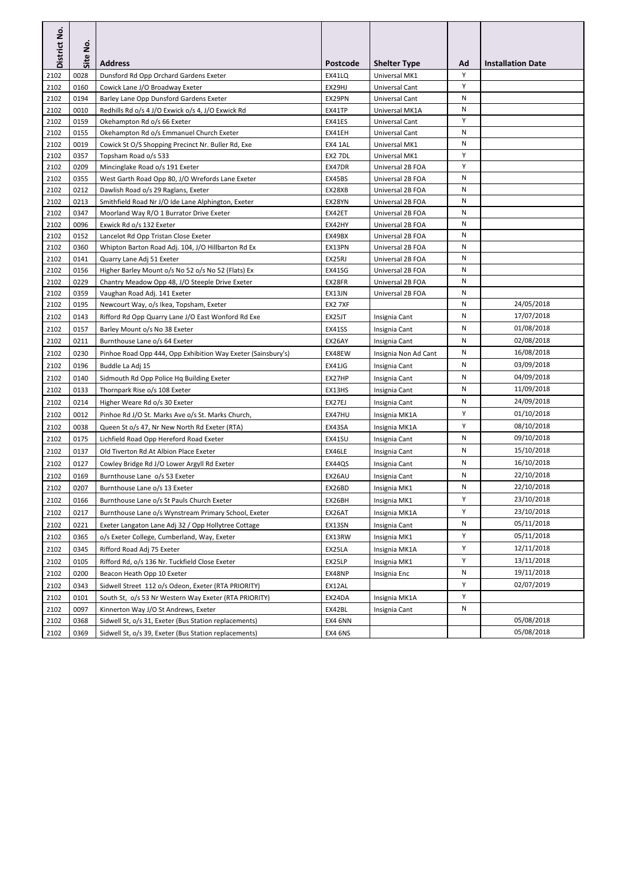| District No. | Site No. | Address | Postcode | Shelter Type | Ad | Installation Date |
|---|---|---|---|---|---|---|
| 2102 | 0028 | Dunsford Rd Opp Orchard Gardens Exeter | EX41LQ | Universal MK1 | Y | |
| 2102 | 0160 | Cowick Lane J/O Broadway Exeter | EX29HJ | Universal Cant | Y | |
| 2102 | 0194 | Barley Lane Opp Dunsford Gardens Exeter | EX29PN | Universal Cant | N | |
| 2102 | 0010 | Redhills Rd o/s 4 J/O Exwick o/s 4, J/O Exwick Rd | EX41TP | Universal MK1A | N | |
| 2102 | 0159 | Okehampton Rd o/s 66 Exeter | EX41ES | Universal Cant | Y | |
| 2102 | 0155 | Okehampton Rd o/s Emmanuel Church Exeter | EX41EH | Universal Cant | N | |
| 2102 | 0019 | Cowick St O/S Shopping Precinct Nr. Buller Rd, Exe | EX4 1AL | Universal MK1 | N | |
| 2102 | 0357 | Topsham Road o/s 533 | EX2 7DL | Universal MK1 | Y | |
| 2102 | 0209 | Mincinglake Road o/s 191 Exeter | EX47DR | Universal 2B FOA | Y | |
| 2102 | 0355 | West Garth Road Opp 80, J/O Wrefords Lane Exeter | EX45BS | Universal 2B FOA | N | |
| 2102 | 0212 | Dawlish Road o/s 29 Raglans, Exeter | EX28XB | Universal 2B FOA | N | |
| 2102 | 0213 | Smithfield Road Nr J/O Ide Lane Alphington, Exeter | EX28YN | Universal 2B FOA | N | |
| 2102 | 0347 | Moorland Way R/O 1 Burrator Drive Exeter | EX42ET | Universal 2B FOA | N | |
| 2102 | 0096 | Exwick Rd o/s 132 Exeter | EX42HY | Universal 2B FOA | N | |
| 2102 | 0152 | Lancelot Rd Opp Tristan Close Exeter | EX49BX | Universal 2B FOA | N | |
| 2102 | 0360 | Whipton Barton Road Adj. 104, J/O Hillbarton Rd Ex | EX13PN | Universal 2B FOA | N | |
| 2102 | 0141 | Quarry Lane Adj 51 Exeter | EX25RJ | Universal 2B FOA | N | |
| 2102 | 0156 | Higher Barley Mount o/s No 52 o/s No 52 (Flats) Ex | EX41SG | Universal 2B FOA | N | |
| 2102 | 0229 | Chantry Meadow Opp 48, J/O Steeple Drive Exeter | EX28FR | Universal 2B FOA | N | |
| 2102 | 0359 | Vaughan Road Adj. 141 Exeter | EX13JN | Universal 2B FOA | N | |
| 2102 | 0195 | Newcourt Way, o/s Ikea, Topsham, Exeter | EX2 7XF | | N | 24/05/2018 |
| 2102 | 0143 | Rifford Rd Opp Quarry Lane J/O East Wonford Rd Exe | EX25JT | Insignia Cant | N | 17/07/2018 |
| 2102 | 0157 | Barley Mount o/s No 38 Exeter | EX41SS | Insignia Cant | N | 01/08/2018 |
| 2102 | 0211 | Burnthouse Lane o/s 64 Exeter | EX26AY | Insignia Cant | N | 02/08/2018 |
| 2102 | 0230 | Pinhoe Road Opp 444, Opp Exhibition Way Exeter (Sainsbury's) | EX48EW | Insignia Non Ad Cant | N | 16/08/2018 |
| 2102 | 0196 | Buddle La Adj 15 | EX41JG | Insignia Cant | N | 03/09/2018 |
| 2102 | 0140 | Sidmouth Rd Opp Police Hq Building Exeter | EX27HP | Insignia Cant | N | 04/09/2018 |
| 2102 | 0133 | Thornpark Rise o/s 108 Exeter | EX13HS | Insignia Cant | N | 11/09/2018 |
| 2102 | 0214 | Higher Weare Rd o/s 30 Exeter | EX27EJ | Insignia Cant | N | 24/09/2018 |
| 2102 | 0012 | Pinhoe Rd J/O St. Marks Ave o/s St. Marks Church, | EX47HU | Insignia MK1A | Y | 01/10/2018 |
| 2102 | 0038 | Queen St o/s 47, Nr New North Rd Exeter (RTA) | EX43SA | Insignia MK1A | Y | 08/10/2018 |
| 2102 | 0175 | Lichfield Road Opp Hereford Road Exeter | EX41SU | Insignia Cant | N | 09/10/2018 |
| 2102 | 0137 | Old Tiverton Rd At Albion Place Exeter | EX46LE | Insignia Cant | N | 15/10/2018 |
| 2102 | 0127 | Cowley Bridge Rd J/O Lower Argyll Rd Exeter | EX44QS | Insignia Cant | N | 16/10/2018 |
| 2102 | 0169 | Burnthouse Lane o/s 53 Exeter | EX26AU | Insignia Cant | N | 22/10/2018 |
| 2102 | 0207 | Burnthouse Lane o/s 13 Exeter | EX26BD | Insignia MK1 | N | 22/10/2018 |
| 2102 | 0166 | Burnthouse Lane o/s St Pauls Church Exeter | EX26BH | Insignia MK1 | Y | 23/10/2018 |
| 2102 | 0217 | Burnthouse Lane o/s Wynstream Primary School, Exeter | EX26AT | Insignia MK1A | Y | 23/10/2018 |
| 2102 | 0221 | Exeter Langaton Lane Adj 32 / Opp Hollytree Cottage | EX13SN | Insignia Cant | N | 05/11/2018 |
| 2102 | 0365 | o/s Exeter College, Cumberland, Way, Exeter | EX13RW | Insignia MK1 | Y | 05/11/2018 |
| 2102 | 0345 | Rifford Road Adj 75 Exeter | EX25LA | Insignia MK1A | Y | 12/11/2018 |
| 2102 | 0105 | Rifford Rd, o/s 136 Nr. Tuckfield Close Exeter | EX25LP | Insignia MK1 | Y | 13/11/2018 |
| 2102 | 0200 | Beacon Heath Opp 10 Exeter | EX48NP | Insignia Enc | N | 19/11/2018 |
| 2102 | 0343 | Sidwell Street 112 o/s Odeon, Exeter (RTA PRIORITY) | EX12AL | | Y | 02/07/2019 |
| 2102 | 0101 | South St, o/s 53 Nr Western Way Exeter (RTA PRIORITY) | EX24DA | Insignia MK1A | Y | |
| 2102 | 0097 | Kinnerton Way J/O St Andrews, Exeter | EX42BL | Insignia Cant | N | |
| 2102 | 0368 | Sidwell St, o/s 31, Exeter (Bus Station replacements) | EX4 6NN | | | 05/08/2018 |
| 2102 | 0369 | Sidwell St, o/s 39, Exeter (Bus Station replacements) | EX4 6NS | | | 05/08/2018 |